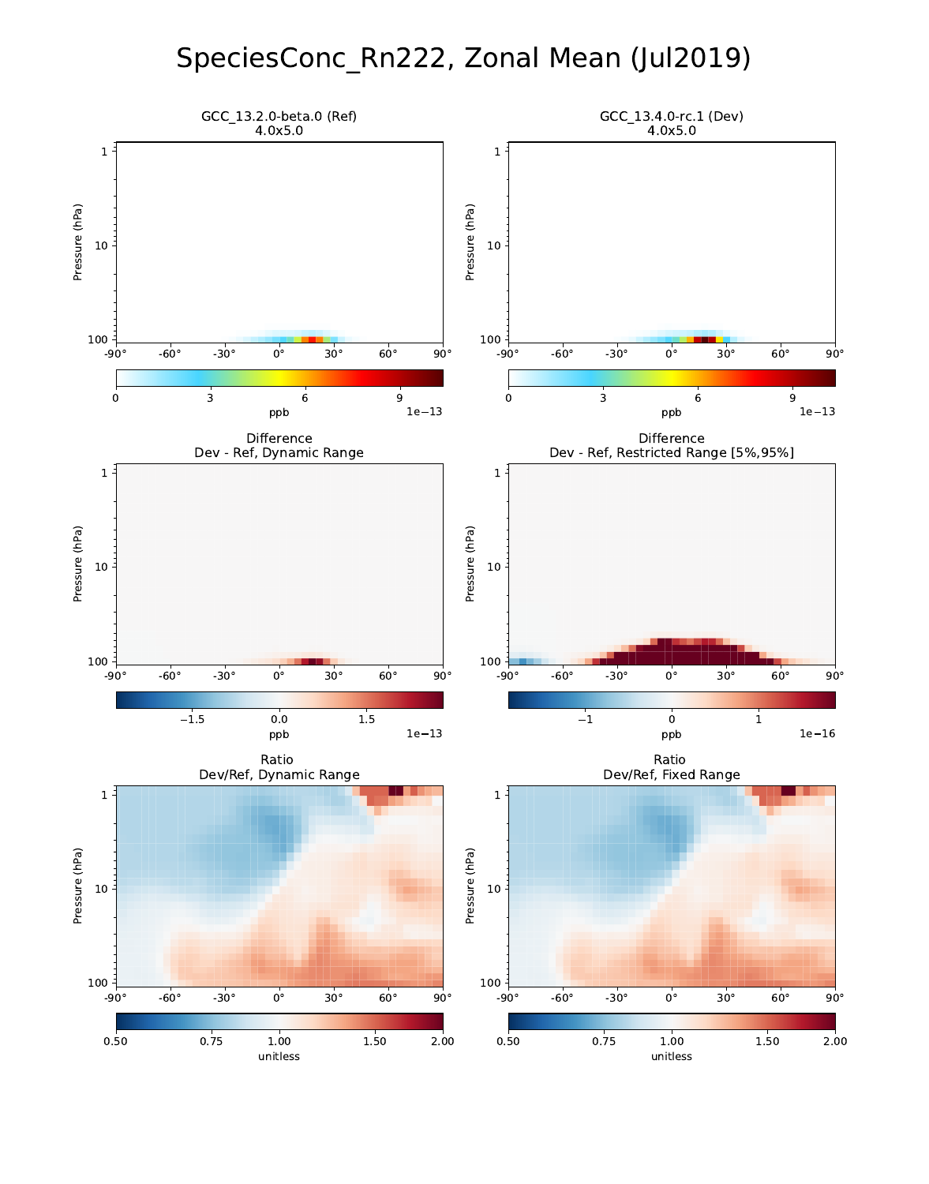# SpeciesConc_Rn222, Zonal Mean (Jul2019)

GCC_13.2.0-beta.0 (Ref)
4.0x5.0

GCC_13.4.0-rc.1 (Dev)
4.0x5.0

Difference
Dev - Ref, Dynamic Range

Difference
Dev - Ref, Restricted Range [5%,95%]

Ratio
Dev/Ref, Dynamic Range

Ratio
Dev/Ref, Fixed Range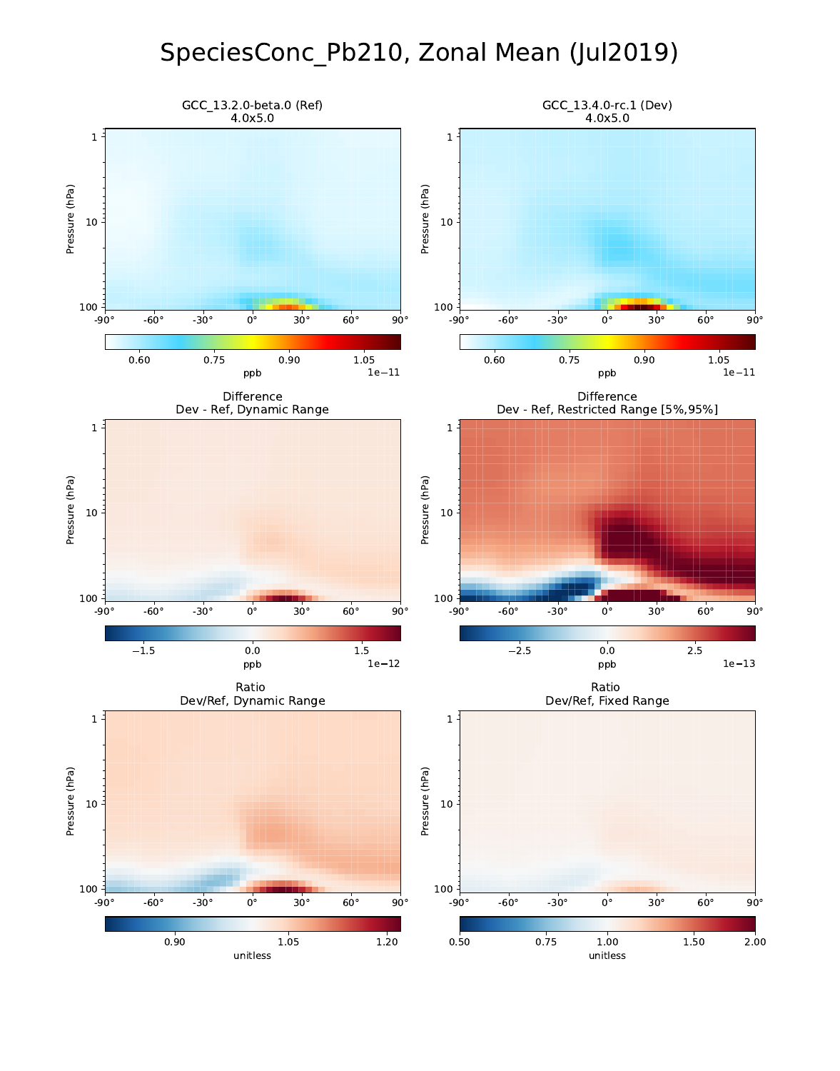# SpeciesConc_Pb210, Zonal Mean (Jul2019)

GCC_13.2.0-beta.0 (Ref)
4.0x5.0

GCC_13.4.0-rc.1 (Dev)
4.0x5.0

Difference
Dev - Ref, Dynamic Range

Difference
Dev - Ref, Restricted Range [5%,95%]

Ratio
Dev/Ref, Dynamic Range

Ratio
Dev/Ref, Fixed Range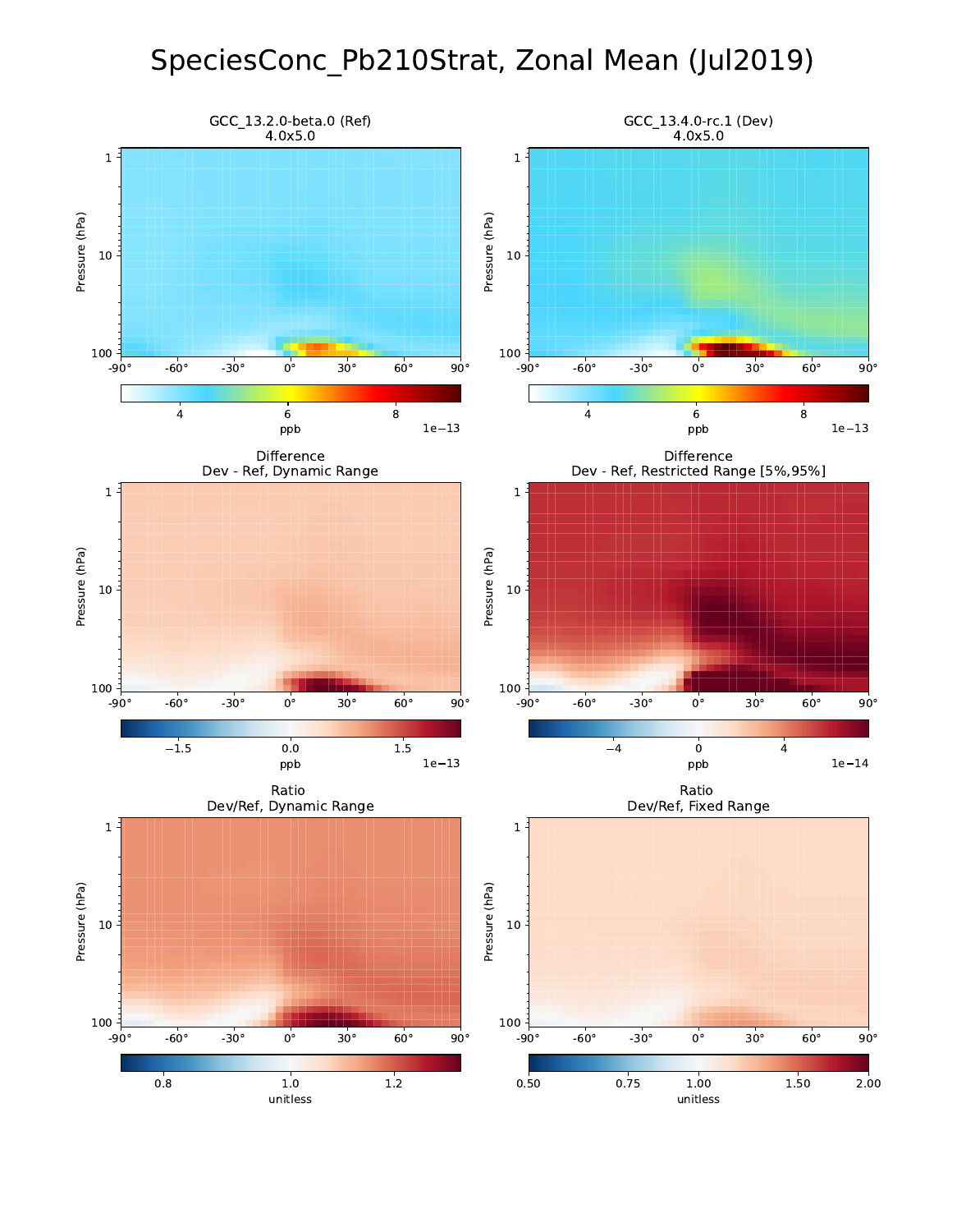# SpeciesConc_Pb210Strat, Zonal Mean (Jul2019)

GCC_13.2.0-beta.0 (Ref)
4.0x5.0

GCC_13.4.0-rc.1 (Dev)
4.0x5.0

Difference
Dev - Ref, Dynamic Range

Difference
Dev - Ref, Restricted Range [5%,95%]

Ratio
Dev/Ref, Dynamic Range

Ratio
Dev/Ref, Fixed Range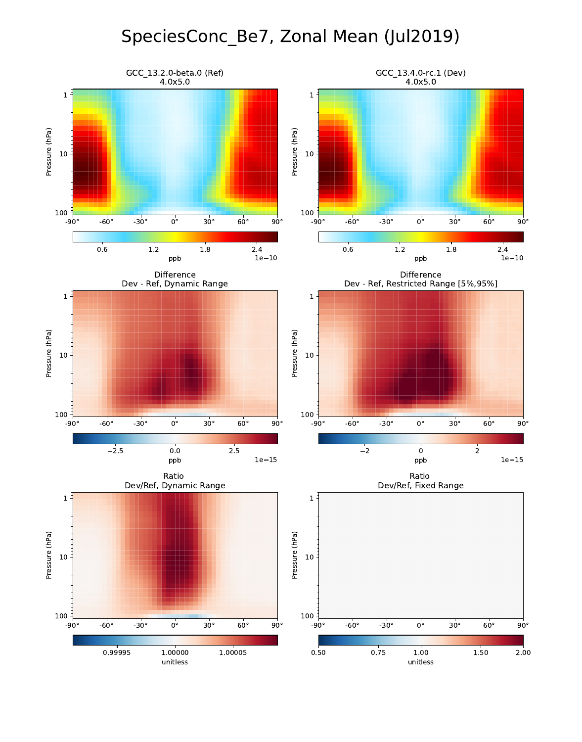# SpeciesConc_Be7, Zonal Mean (Jul2019)

GCC_13.2.0-beta.0 (Ref)
4.0x5.0

GCC_13.4.0-rc.1 (Dev)
4.0x5.0

Difference
Dev - Ref, Dynamic Range

Difference
Dev - Ref, Restricted Range [5%,95%]

Ratio
Dev/Ref, Dynamic Range

Ratio
Dev/Ref, Fixed Range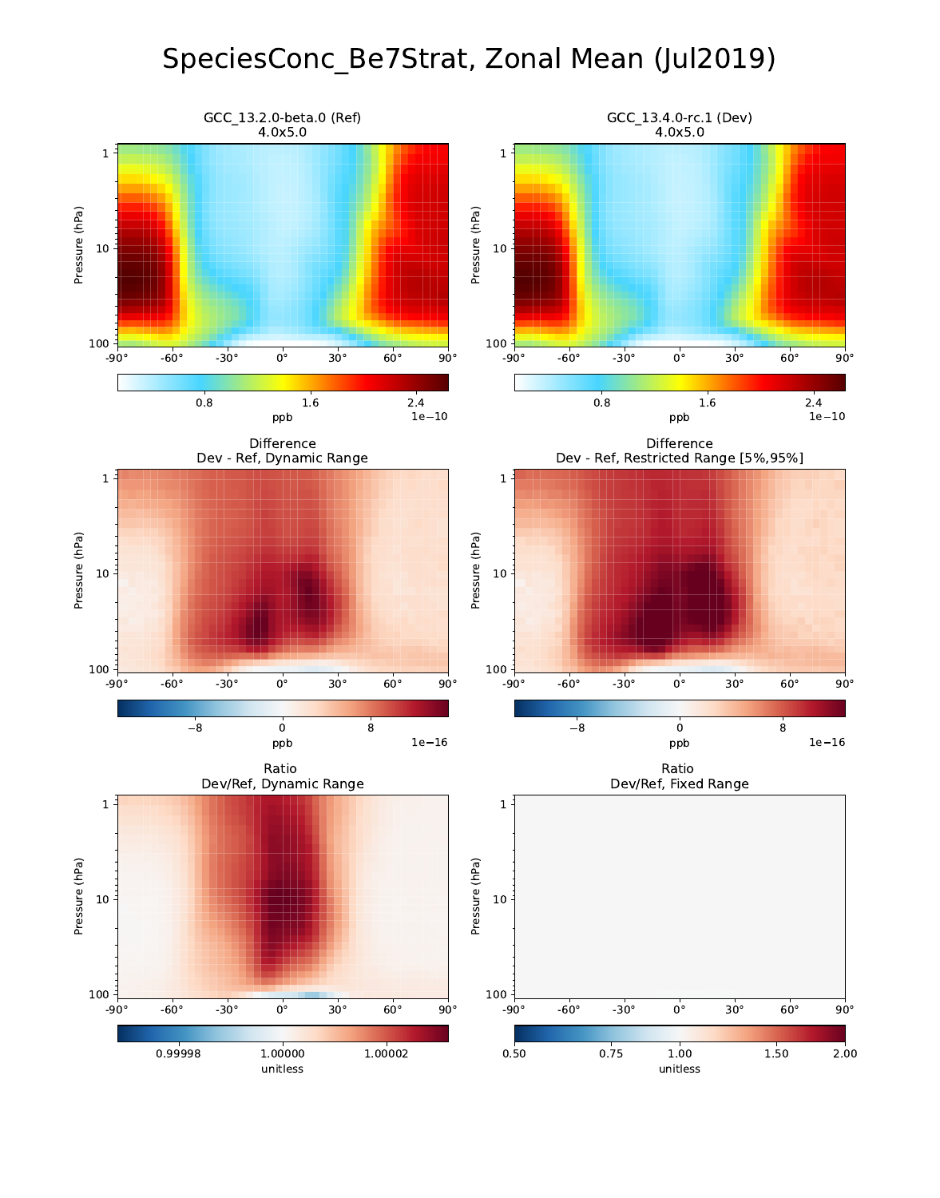# SpeciesConc_Be7Strat, Zonal Mean (Jul2019)

GCC_13.2.0-beta.0 (Ref)
4.0x5.0

GCC_13.4.0-rc.1 (Dev)
4.0x5.0

Difference
Dev - Ref, Dynamic Range

Difference
Dev - Ref, Restricted Range [5%,95%]

Ratio
Dev/Ref, Dynamic Range

Ratio
Dev/Ref, Fixed Range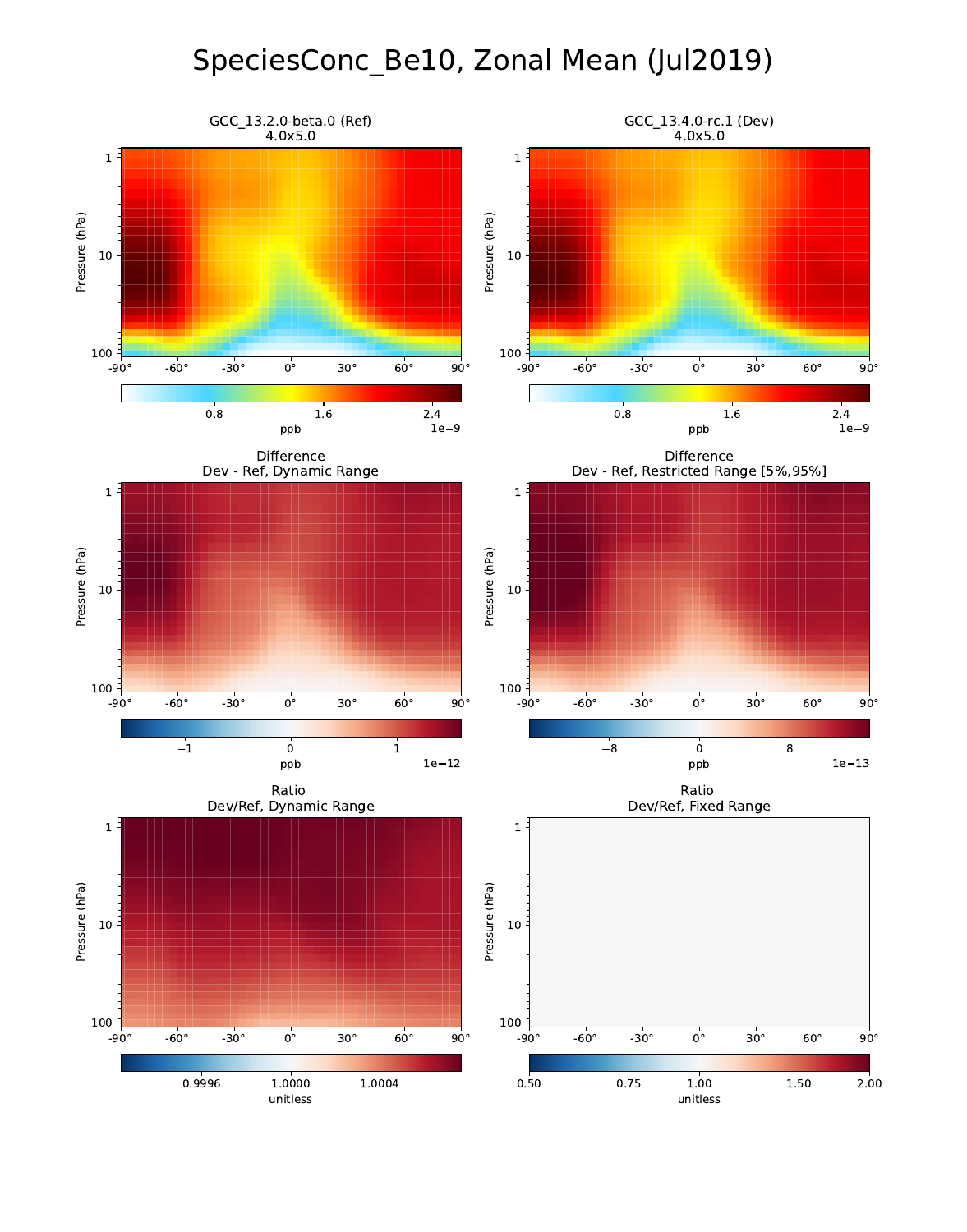# SpeciesConc_Be10, Zonal Mean (Jul2019)

GCC_13.2.0-beta.0 (Ref)
4.0x5.0

GCC_13.4.0-rc.1 (Dev)
4.0x5.0

Difference
Dev - Ref, Dynamic Range

Difference
Dev - Ref, Restricted Range [5%,95%]

Ratio
Dev/Ref, Dynamic Range

Ratio
Dev/Ref, Fixed Range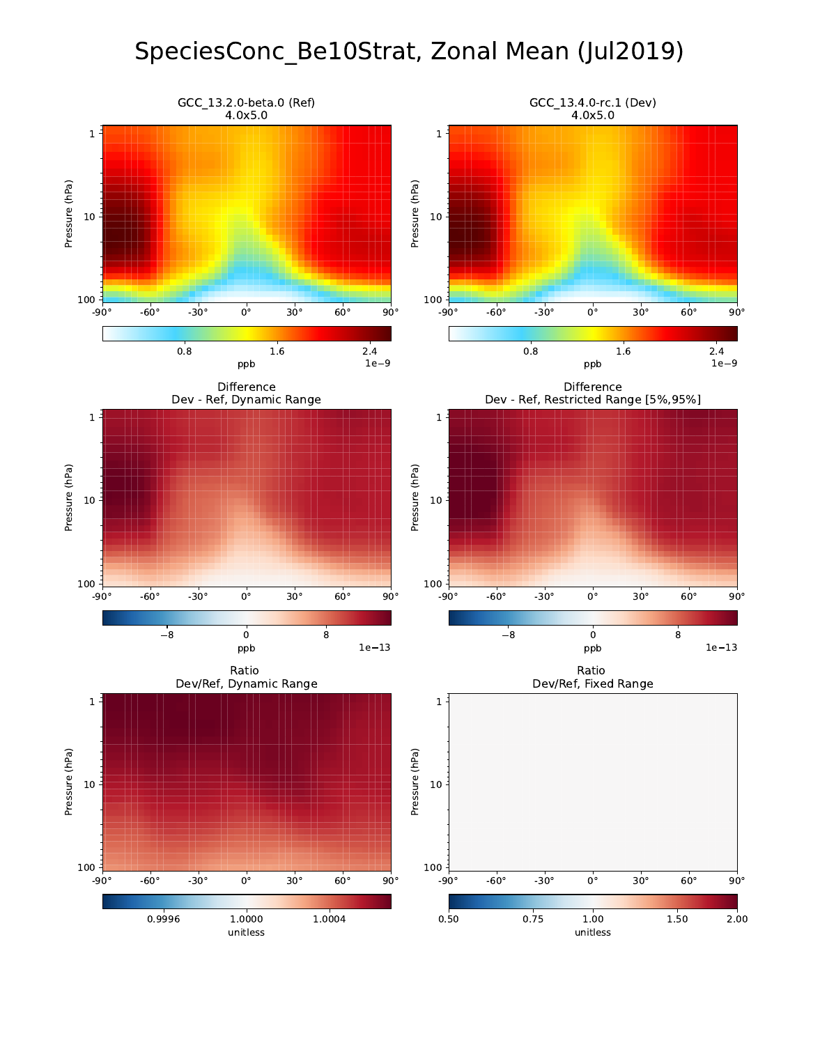# SpeciesConc_Be10Strat, Zonal Mean (Jul2019)

GCC_13.2.0-beta.0 (Ref)
4.0x5.0

Pressure (hPa)
1
10
100
-90° -60° -30° 0° 30° 60° 90°
0.8 1.6 2.4
ppb 1e−9

GCC_13.4.0-rc.1 (Dev)
4.0x5.0

Pressure (hPa)
1
10
100
-90° -60° -30° 0° 30° 60° 90°
0.8 1.6 2.4
ppb 1e−9

Difference
Dev - Ref, Dynamic Range

Pressure (hPa)
1
10
100
-90° -60° -30° 0° 30° 60° 90°
−8 0 8
ppb 1e−13

Difference
Dev - Ref, Restricted Range [5%,95%]

Pressure (hPa)
1
10
100
-90° -60° -30° 0° 30° 60° 90°
−8 0 8
ppb 1e−13

Ratio
Dev/Ref, Dynamic Range

Pressure (hPa)
1
10
100
-90° -60° -30° 0° 30° 60° 90°
0.9996 1.0000 1.0004
unitless

Ratio
Dev/Ref, Fixed Range

Pressure (hPa)
1
10
100
-90° -60° -30° 0° 30° 60° 90°
0.50 0.75 1.00 1.50 2.00
unitless